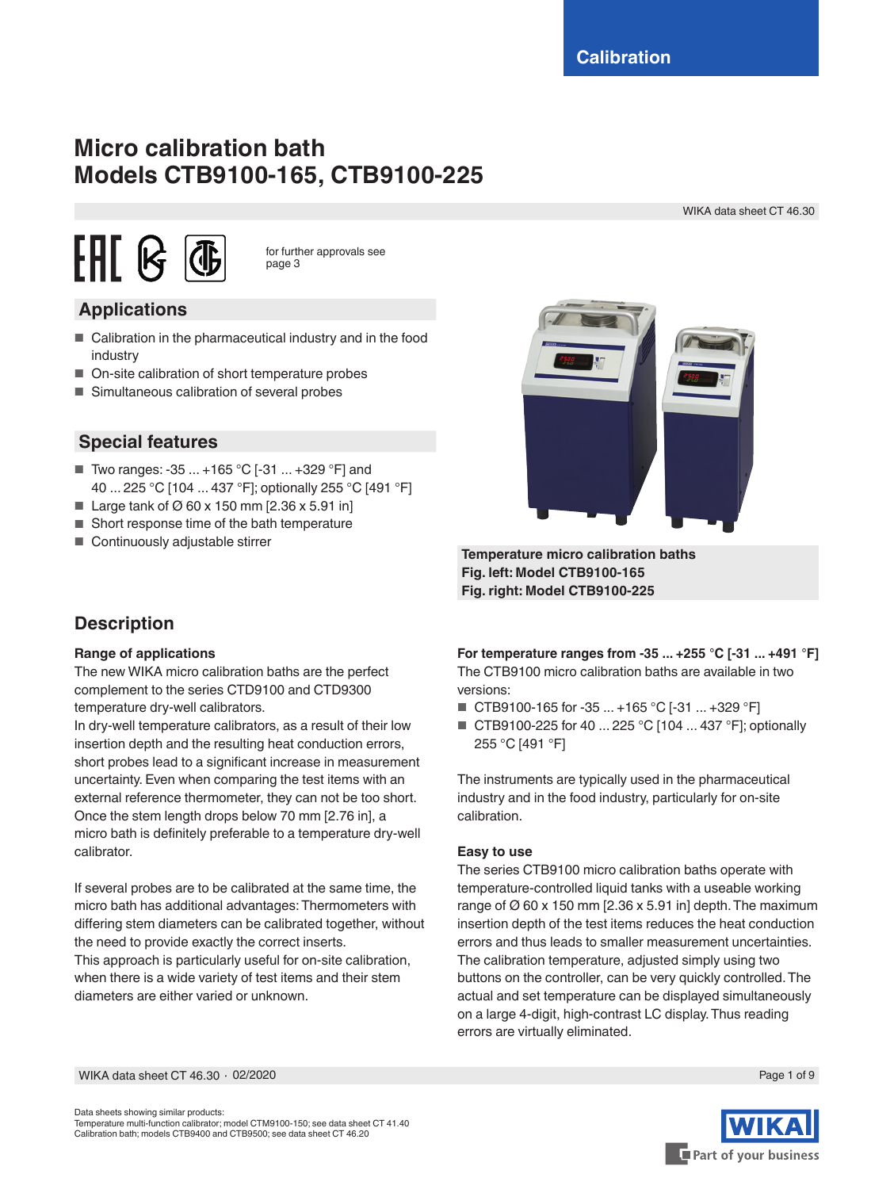Calibration

# Micro calibration bath
# Models CTB9100-165, CTB9100-225

WIKA data sheet CT 46.30

for further approvals see page 3

## Applications

- Calibration in the pharmaceutical industry and in the food industry
- On-site calibration of short temperature probes
- Simultaneous calibration of several probes

## Special features

- Two ranges: -35 ... +165 °C [-31 ... +329 °F] and 40 ... 225 °C [104 ... 437 °F]; optionally 255 °C [491 °F]
- Large tank of Ø 60 x 150 mm [2.36 x 5.91 in]
- Short response time of the bath temperature
- Continuously adjustable stirrer

**Temperature micro calibration baths**
**Fig. left: Model CTB9100-165**
**Fig. right: Model CTB9100-225**

## Description

### Range of applications

The new WIKA micro calibration baths are the perfect complement to the series CTD9100 and CTD9300 temperature dry-well calibrators.
In dry-well temperature calibrators, as a result of their low insertion depth and the resulting heat conduction errors, short probes lead to a significant increase in measurement uncertainty. Even when comparing the test items with an external reference thermometer, they can not be too short. Once the stem length drops below 70 mm [2.76 in], a micro bath is definitely preferable to a temperature dry-well calibrator.

If several probes are to be calibrated at the same time, the micro bath has additional advantages: Thermometers with differing stem diameters can be calibrated together, without the need to provide exactly the correct inserts.
This approach is particularly useful for on-site calibration, when there is a wide variety of test items and their stem diameters are either varied or unknown.

### For temperature ranges from -35 ... +255 °C [-31 ... +491 °F]

The CTB9100 micro calibration baths are available in two versions:

- CTB9100-165 for -35 ... +165 °C [-31 ... +329 °F]
- CTB9100-225 for 40 ... 225 °C [104 ... 437 °F]; optionally 255 °C [491 °F]

The instruments are typically used in the pharmaceutical industry and in the food industry, particularly for on-site calibration.

### Easy to use

The series CTB9100 micro calibration baths operate with temperature-controlled liquid tanks with a useable working range of Ø 60 x 150 mm [2.36 x 5.91 in] depth. The maximum insertion depth of the test items reduces the heat conduction errors and thus leads to smaller measurement uncertainties. The calibration temperature, adjusted simply using two buttons on the controller, can be very quickly controlled. The actual and set temperature can be displayed simultaneously on a large 4-digit, high-contrast LC display. Thus reading errors are virtually eliminated.

Data sheets showing similar products:
Temperature multi-function calibrator; model CTM9100-150; see data sheet CT 41.40
Calibration bath; models CTB9400 and CTB9500; see data sheet CT 46.20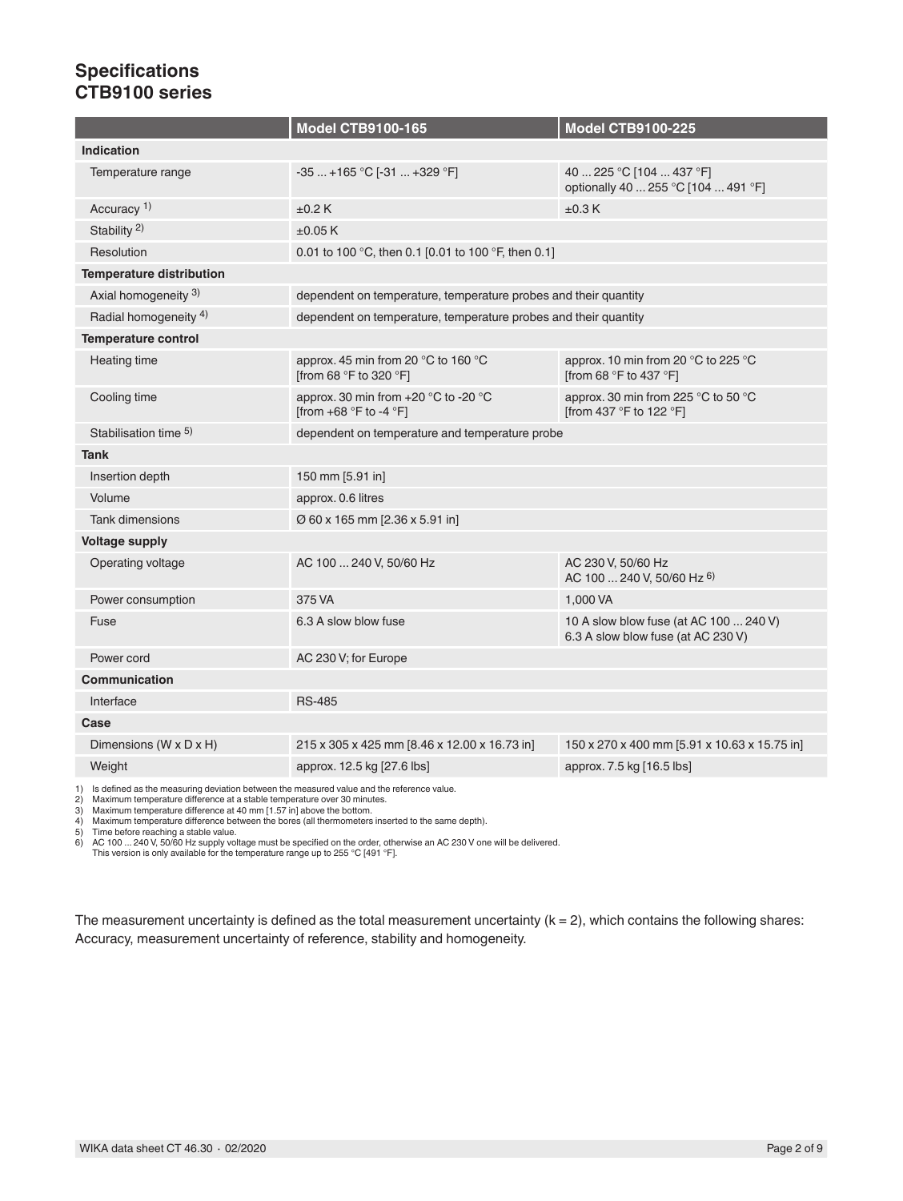## Specifications
## CTB9100 series

| | Model CTB9100-165 | Model CTB9100-225 |
|---|---|---|
| **Indication** | | |
| Temperature range | -35 ... +165 °C [-31 ... +329 °F] | 40 ... 225 °C [104 ... 437 °F] optionally 40 ... 255 °C [104 ... 491 °F] |
| Accuracy [1] | ±0.2 K | ±0.3 K |
| Stability [2] | ±0.05 K | |
| Resolution | 0.01 to 100 °C, then 0.1 [0.01 to 100 °F, then 0.1] | |
| **Temperature distribution** | | |
| Axial homogeneity [3] | dependent on temperature, temperature probes and their quantity | |
| Radial homogeneity [4] | dependent on temperature, temperature probes and their quantity | |
| **Temperature control** | | |
| Heating time | approx. 45 min from 20 °C to 160 °C [from 68 °F to 320 °F] | approx. 10 min from 20 °C to 225 °C [from 68 °F to 437 °F] |
| Cooling time | approx. 30 min from +20 °C to -20 °C [from +68 °F to -4 °F] | approx. 30 min from 225 °C to 50 °C [from 437 °F to 122 °F] |
| Stabilisation time [5] | dependent on temperature and temperature probe | |
| **Tank** | | |
| Insertion depth | 150 mm [5.91 in] | |
| Volume | approx. 0.6 litres | |
| Tank dimensions | Ø 60 x 165 mm [2.36 x 5.91 in] | |
| **Voltage supply** | | |
| Operating voltage | AC 100 ... 240 V, 50/60 Hz | AC 230 V, 50/60 Hz AC 100 ... 240 V, 50/60 Hz [6] |
| Power consumption | 375 VA | 1,000 VA |
| Fuse | 6.3 A slow blow fuse | 10 A slow blow fuse (at AC 100 ... 240 V) 6.3 A slow blow fuse (at AC 230 V) |
| Power cord | AC 230 V; for Europe | |
| **Communication** | | |
| Interface | RS-485 | |
| **Case** | | |
| Dimensions (W x D x H) | 215 x 305 x 425 mm [8.46 x 12.00 x 16.73 in] | 150 x 270 x 400 mm [5.91 x 10.63 x 15.75 in] |
| Weight | approx. 12.5 kg [27.6 lbs] | approx. 7.5 kg [16.5 lbs] |

1) Is defined as the measuring deviation between the measured value and the reference value.
2) Maximum temperature difference at a stable temperature over 30 minutes.
3) Maximum temperature difference at 40 mm [1.57 in] above the bottom.
4) Maximum temperature difference between the bores (all thermometers inserted to the same depth).
5) Time before reaching a stable value.
6) AC 100 ... 240 V, 50/60 Hz supply voltage must be specified on the order, otherwise an AC 230 V one will be delivered. This version is only available for the temperature range up to 255 °C [491 °F].

The measurement uncertainty is defined as the total measurement uncertainty (k = 2), which contains the following shares: Accuracy, measurement uncertainty of reference, stability and homogeneity.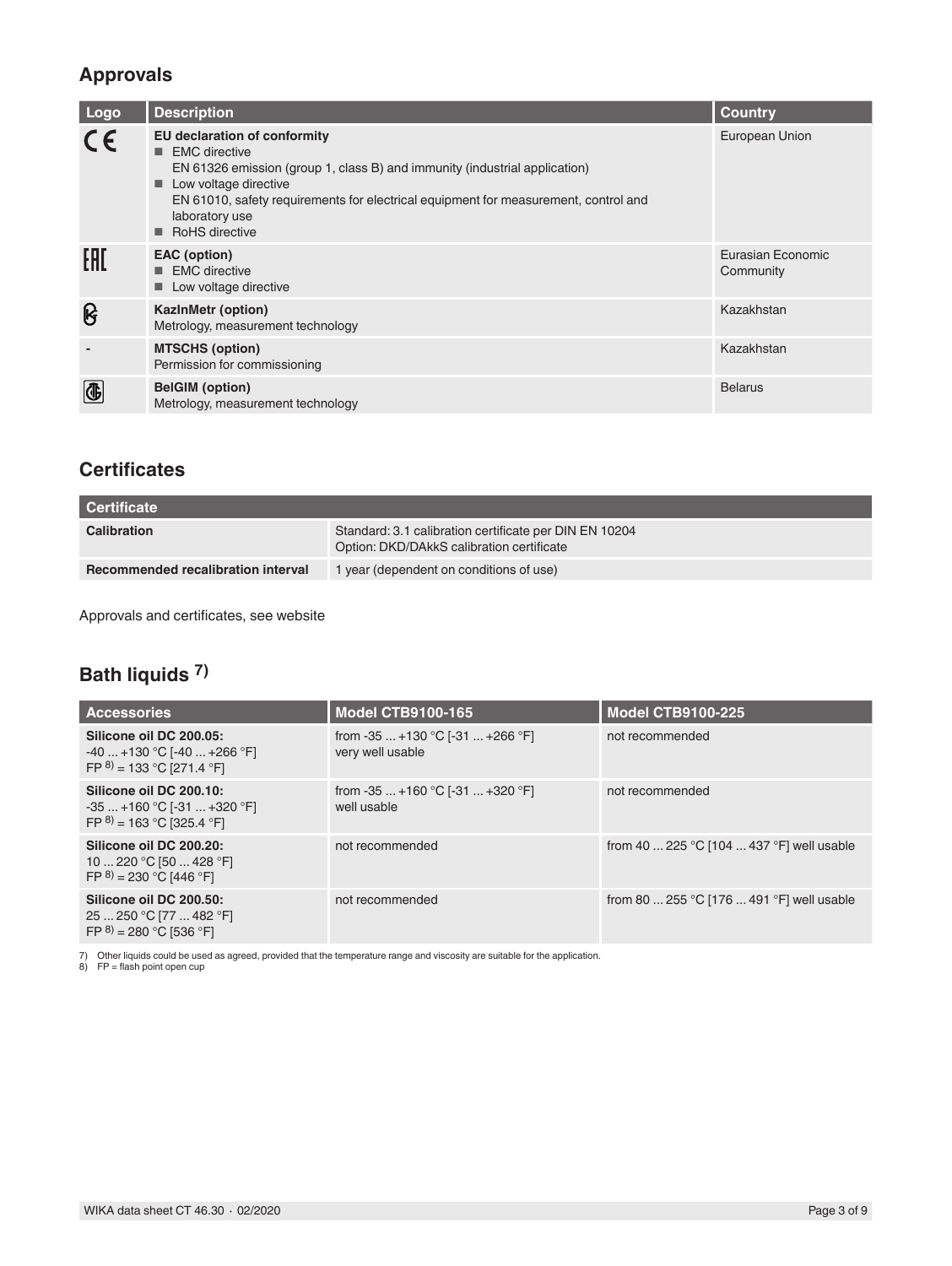## Approvals

| Logo | Description | Country |
|---|---|---|
| CE | **EU declaration of conformity**<br>■ EMC directive<br>EN 61326 emission (group 1, class B) and immunity (industrial application)<br>■ Low voltage directive<br>EN 61010, safety requirements for electrical equipment for measurement, control and laboratory use<br>■ RoHS directive | European Union |
| EAC | **EAC (option)**<br>■ EMC directive<br>■ Low voltage directive | Eurasian Economic Community |
| | **KazInMetr (option)**<br>Metrology, measurement technology | Kazakhstan |
| - | **MTSCHS (option)**<br>Permission for commissioning | Kazakhstan |
| | **BelGIM (option)**<br>Metrology, measurement technology | Belarus |

## Certificates

| Certificate | |
|---|---|
| **Calibration** | Standard: 3.1 calibration certificate per DIN EN 10204<br>Option: DKD/DAkkS calibration certificate |
| **Recommended recalibration interval** | 1 year (dependent on conditions of use) |

Approvals and certificates, see website

## Bath liquids [7]

| Accessories | Model CTB9100-165 | Model CTB9100-225 |
|---|---|---|
| **Silicone oil DC 200.05:**<br>-40 ... +130 °C [-40 ... +266 °F]<br>FP [8] = 133 °C [271.4 °F] | from -35 ... +130 °C [-31 ... +266 °F]<br>very well usable | not recommended |
| **Silicone oil DC 200.10:**<br>-35 ... +160 °C [-31 ... +320 °F]<br>FP [8] = 163 °C [325.4 °F] | from -35 ... +160 °C [-31 ... +320 °F]<br>well usable | not recommended |
| **Silicone oil DC 200.20:**<br>10 ... 220 °C [50 ... 428 °F]<br>FP [8] = 230 °C [446 °F] | not recommended | from 40 ... 225 °C [104 ... 437 °F] well usable |
| **Silicone oil DC 200.50:**<br>25 ... 250 °C [77 ... 482 °F]<br>FP [8] = 280 °C [536 °F] | not recommended | from 80 ... 255 °C [176 ... 491 °F] well usable |

7) Other liquids could be used as agreed, provided that the temperature range and viscosity are suitable for the application.
8) FP = flash point open cup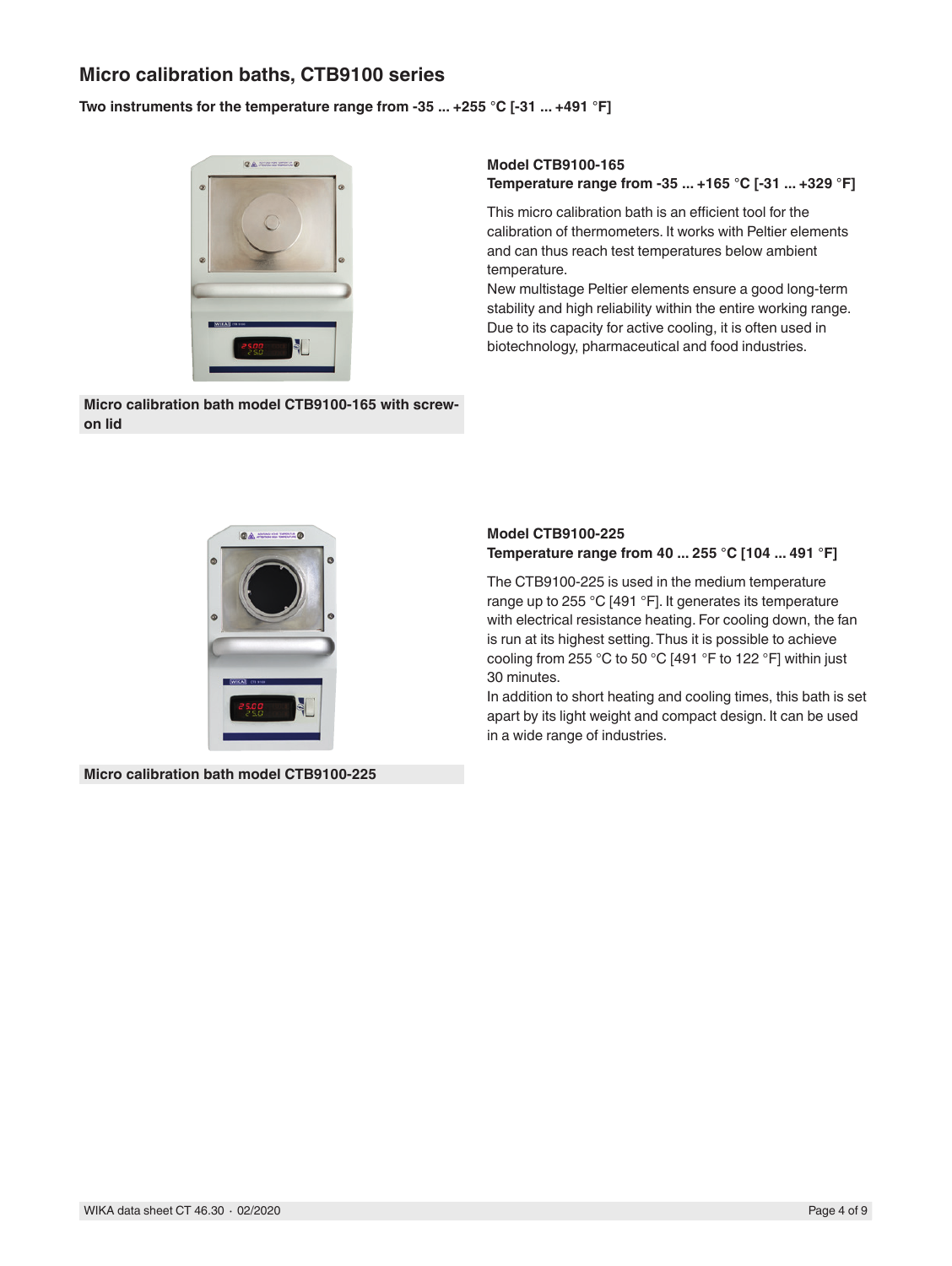## Micro calibration baths, CTB9100 series

**Two instruments for the temperature range from -35 ... +255 °C [-31 ... +491 °F]**

**Model CTB9100-165**
**Temperature range from -35 ... +165 °C [-31 ... +329 °F]**

This micro calibration bath is an efficient tool for the calibration of thermometers. It works with Peltier elements and can thus reach test temperatures below ambient temperature.
New multistage Peltier elements ensure a good long-term stability and high reliability within the entire working range. Due to its capacity for active cooling, it is often used in biotechnology, pharmaceutical and food industries.

**Micro calibration bath model CTB9100-165 with screw-on lid**

**Model CTB9100-225**
**Temperature range from 40 ... 255 °C [104 ... 491 °F]**

The CTB9100-225 is used in the medium temperature range up to 255 °C [491 °F]. It generates its temperature with electrical resistance heating. For cooling down, the fan is run at its highest setting. Thus it is possible to achieve cooling from 255 °C to 50 °C [491 °F to 122 °F] within just 30 minutes.
In addition to short heating and cooling times, this bath is set apart by its light weight and compact design. It can be used in a wide range of industries.

**Micro calibration bath model CTB9100-225**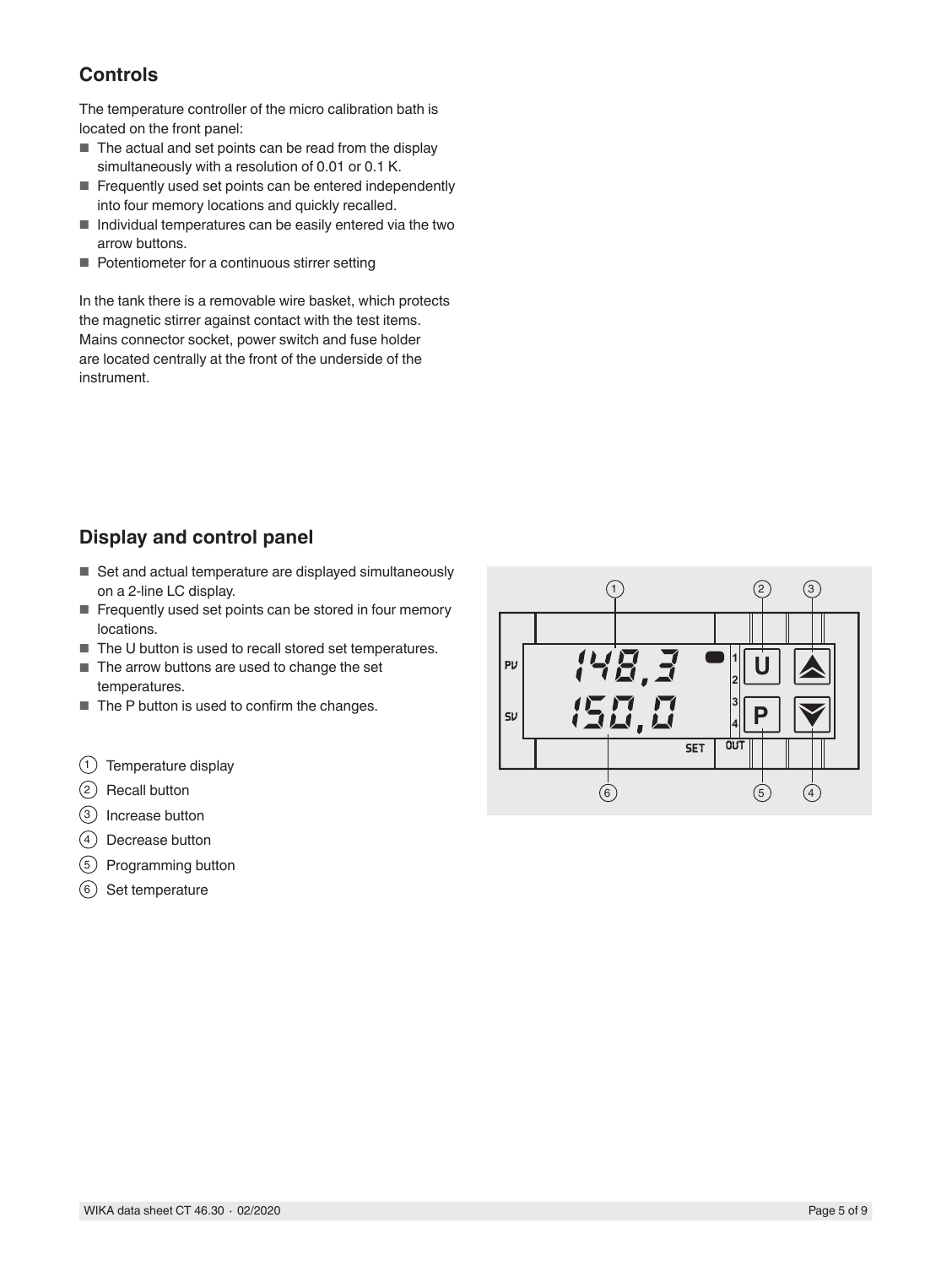## Controls

The temperature controller of the micro calibration bath is located on the front panel:

- The actual and set points can be read from the display simultaneously with a resolution of 0.01 or 0.1 K.
- Frequently used set points can be entered independently into four memory locations and quickly recalled.
- Individual temperatures can be easily entered via the two arrow buttons.
- Potentiometer for a continuous stirrer setting

In the tank there is a removable wire basket, which protects the magnetic stirrer against contact with the test items. Mains connector socket, power switch and fuse holder are located centrally at the front of the underside of the instrument.

## Display and control panel

- Set and actual temperature are displayed simultaneously on a 2-line LC display.
- Frequently used set points can be stored in four memory locations.
- The U button is used to recall stored set temperatures.
- The arrow buttons are used to change the set temperatures.
- The P button is used to confirm the changes.

(1) Temperature display
(2) Recall button
(3) Increase button
(4) Decrease button
(5) Programming button
(6) Set temperature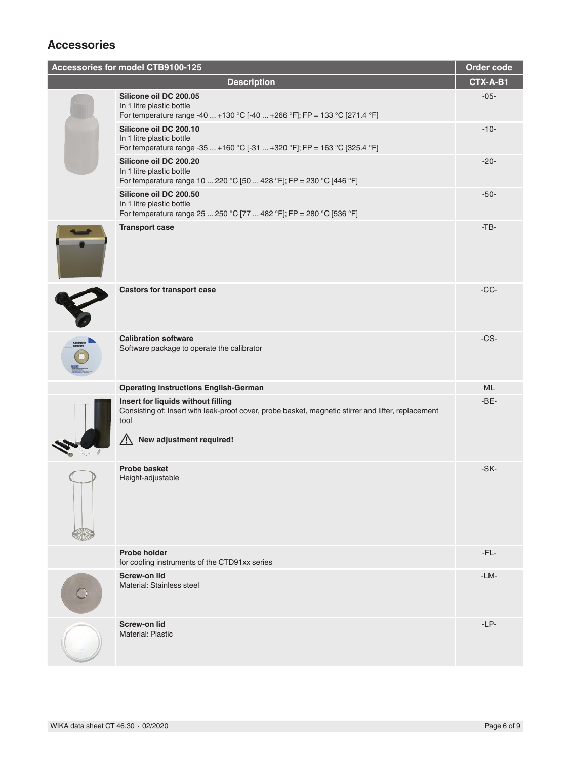## Accessories

| Accessories for model CTB9100-125 | Order code |
|---|---|
| **Description** | **CTX-A-B1** |
| **Silicone oil DC 200.05**<br>In 1 litre plastic bottle<br>For temperature range -40 ... +130 °C [-40 ... +266 °F]; FP = 133 °C [271.4 °F] | -05- |
| **Silicone oil DC 200.10**<br>In 1 litre plastic bottle<br>For temperature range -35 ... +160 °C [-31 ... +320 °F]; FP = 163 °C [325.4 °F] | -10- |
| **Silicone oil DC 200.20**<br>In 1 litre plastic bottle<br>For temperature range 10 ... 220 °C [50 ... 428 °F]; FP = 230 °C [446 °F] | -20- |
| **Silicone oil DC 200.50**<br>In 1 litre plastic bottle<br>For temperature range 25 ... 250 °C [77 ... 482 °F]; FP = 280 °C [536 °F] | -50- |
| **Transport case** | -TB- |
| **Castors for transport case** | -CC- |
| **Calibration software**<br>Software package to operate the calibrator | -CS- |
| **Operating instructions English-German** | ML |
| **Insert for liquids without filling**<br>Consisting of: Insert with leak-proof cover, probe basket, magnetic stirrer and lifter, replacement tool<br>⚠ **New adjustment required!** | -BE- |
| **Probe basket**<br>Height-adjustable | -SK- |
| **Probe holder**<br>for cooling instruments of the CTD91xx series | -FL- |
| **Screw-on lid**<br>Material: Stainless steel | -LM- |
| **Screw-on lid**<br>Material: Plastic | -LP- |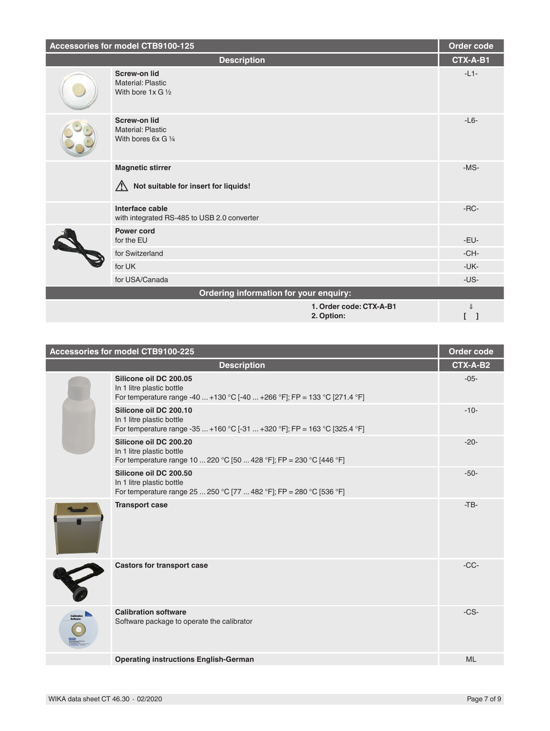| Accessories for model CTB9100-125 | Order code |
|---|---|
| **Description** | **CTX-A-B1** |
| **Screw-on lid**<br>Material: Plastic<br>With bore 1x G ½ | -L1- |
| **Screw-on lid**<br>Material: Plastic<br>With bores 6x G ¼ | -L6- |
| **Magnetic stirrer**<br>⚠ **Not suitable for insert for liquids!** | -MS- |
| **Interface cable**<br>with integrated RS-485 to USB 2.0 converter | -RC- |
| **Power cord**<br>for the EU | -EU- |
| for Switzerland | -CH- |
| for UK | -UK- |
| for USA/Canada | -US- |
| **Ordering information for your enquiry:** | |
| **1. Order code: CTX-A-B1**<br>**2. Option:** | ⇓<br>[ ] |

| Accessories for model CTB9100-225 | Order code |
|---|---|
| **Description** | **CTX-A-B2** |
| **Silicone oil DC 200.05**<br>In 1 litre plastic bottle<br>For temperature range -40 ... +130 °C [-40 ... +266 °F]; FP = 133 °C [271.4 °F] | -05- |
| **Silicone oil DC 200.10**<br>In 1 litre plastic bottle<br>For temperature range -35 ... +160 °C [-31 ... +320 °F]; FP = 163 °C [325.4 °F] | -10- |
| **Silicone oil DC 200.20**<br>In 1 litre plastic bottle<br>For temperature range 10 ... 220 °C [50 ... 428 °F]; FP = 230 °C [446 °F] | -20- |
| **Silicone oil DC 200.50**<br>In 1 litre plastic bottle<br>For temperature range 25 ... 250 °C [77 ... 482 °F]; FP = 280 °C [536 °F] | -50- |
| **Transport case** | -TB- |
| **Castors for transport case** | -CC- |
| **Calibration software**<br>Software package to operate the calibrator | -CS- |
| **Operating instructions English-German** | ML |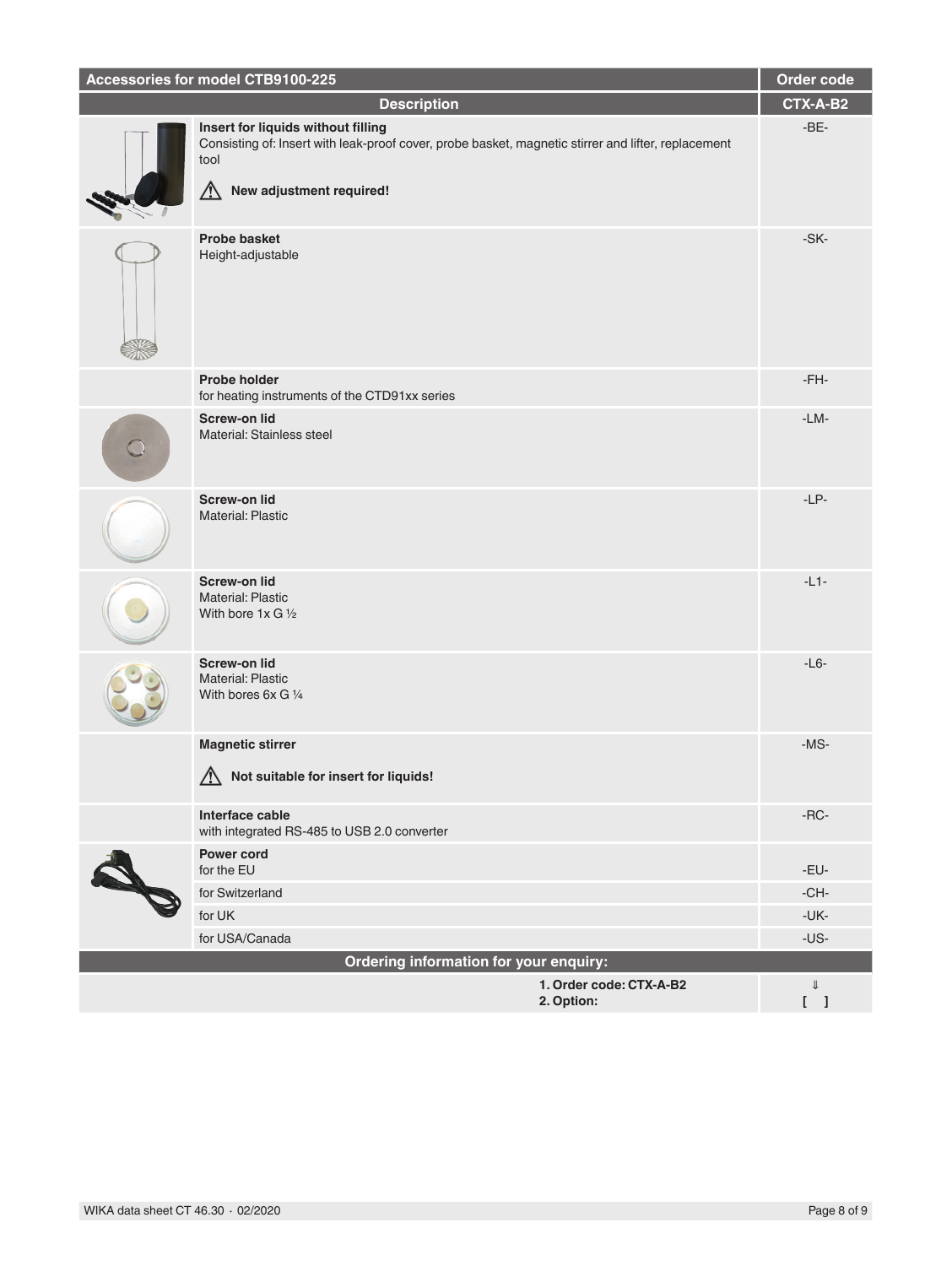| Accessories for model CTB9100-225 | Order code |
|---|---|
| **Description** | **CTX-A-B2** |
| **Insert for liquids without filling**<br>Consisting of: Insert with leak-proof cover, probe basket, magnetic stirrer and lifter, replacement tool<br>⚠ **New adjustment required!** | -BE- |
| **Probe basket**<br>Height-adjustable | -SK- |
| **Probe holder**<br>for heating instruments of the CTD91xx series | -FH- |
| **Screw-on lid**<br>Material: Stainless steel | -LM- |
| **Screw-on lid**<br>Material: Plastic | -LP- |
| **Screw-on lid**<br>Material: Plastic<br>With bore 1x G ½ | -L1- |
| **Screw-on lid**<br>Material: Plastic<br>With bores 6x G ¼ | -L6- |
| **Magnetic stirrer**<br>⚠ **Not suitable for insert for liquids!** | -MS- |
| **Interface cable**<br>with integrated RS-485 to USB 2.0 converter | -RC- |
| **Power cord**<br>for the EU | -EU- |
| for Switzerland | -CH- |
| for UK | -UK- |
| for USA/Canada | -US- |
| **Ordering information for your enquiry:** | |
| **1. Order code: CTX-A-B2**<br>**2. Option:** | ⇓<br>[ ] |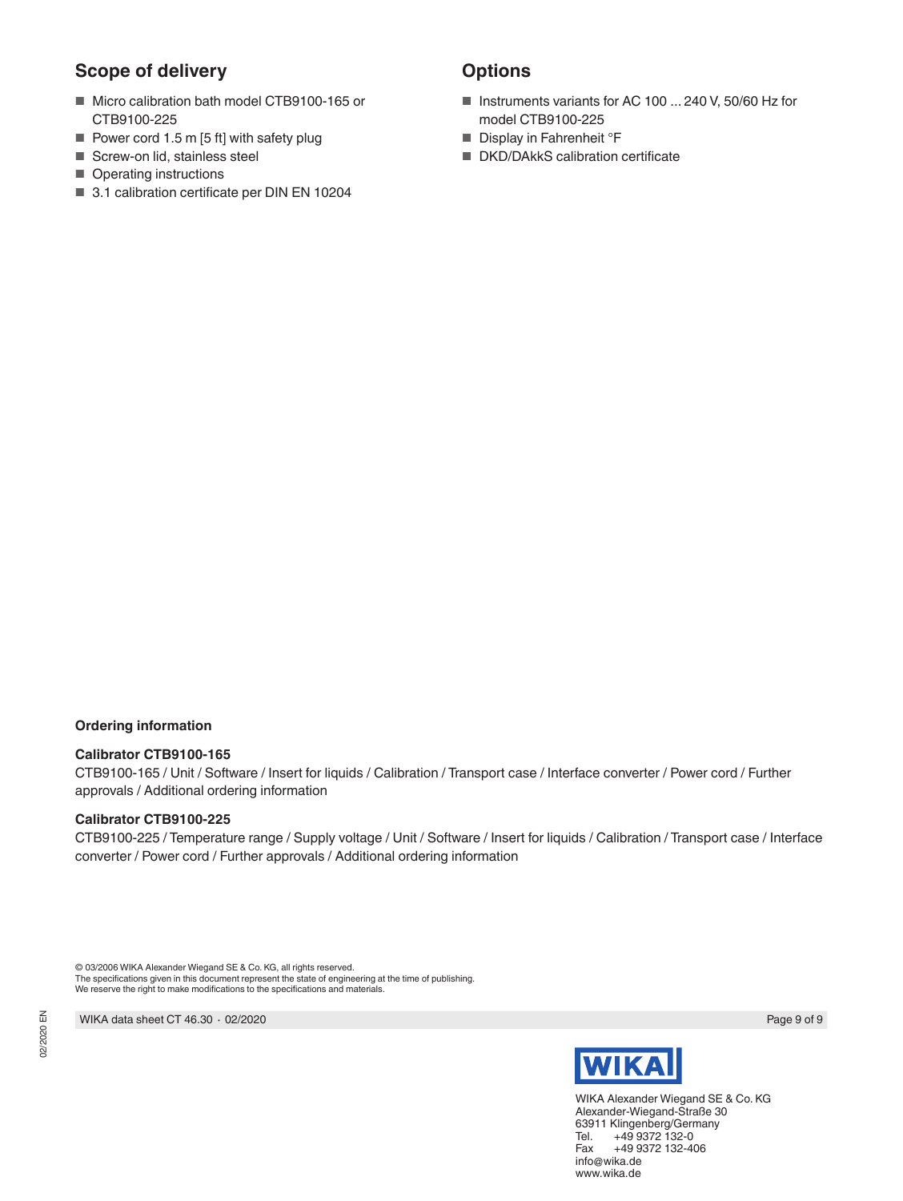## Scope of delivery

- Micro calibration bath model CTB9100-165 or CTB9100-225
- Power cord 1.5 m [5 ft] with safety plug
- Screw-on lid, stainless steel
- Operating instructions
- 3.1 calibration certificate per DIN EN 10204

## Options

- Instruments variants for AC 100 ... 240 V, 50/60 Hz for model CTB9100-225
- Display in Fahrenheit °F
- DKD/DAkkS calibration certificate

**Ordering information**

**Calibrator CTB9100-165**

CTB9100-165 / Unit / Software / Insert for liquids / Calibration / Transport case / Interface converter / Power cord / Further approvals / Additional ordering information

**Calibrator CTB9100-225**

CTB9100-225 / Temperature range / Supply voltage / Unit / Software / Insert for liquids / Calibration / Transport case / Interface converter / Power cord / Further approvals / Additional ordering information

© 03/2006 WIKA Alexander Wiegand SE & Co. KG, all rights reserved.
The specifications given in this document represent the state of engineering at the time of publishing.
We reserve the right to make modifications to the specifications and materials.

WIKA Alexander Wiegand SE & Co. KG
Alexander-Wiegand-Straße 30
63911 Klingenberg/Germany
Tel. +49 9372 132-0
Fax +49 9372 132-406
info@wika.de
www.wika.de